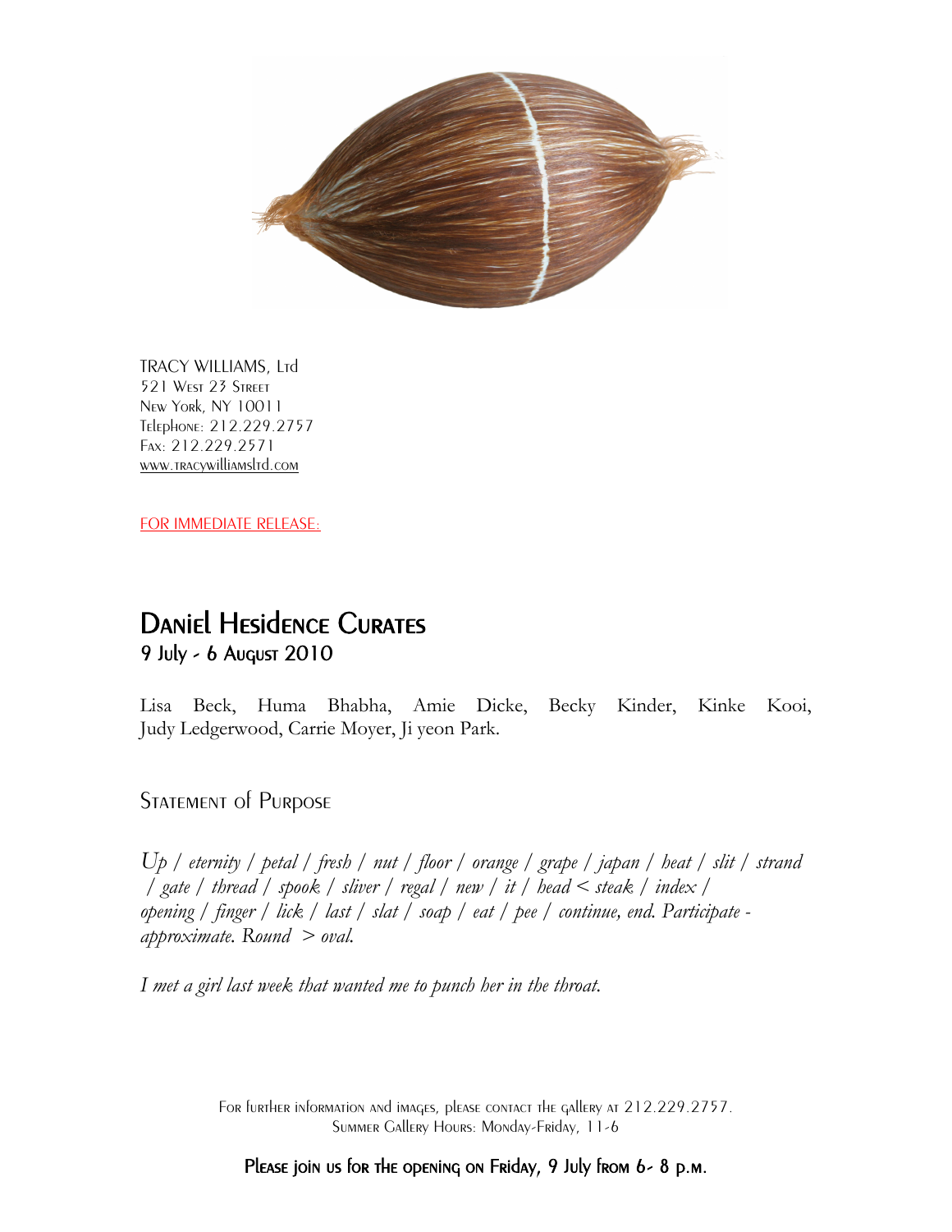TRACY WILLIAMS, Ltd
521 West 23 Street
New York, NY 10011
Telephone: 212.229.2757
Fax: 212.229.2571
www.tracywilliamsltd.com

FOR IMMEDIATE RELEASE:

# Daniel Hesidence Curates

## 9 July - 6 August 2010

Lisa Beck, Huma Bhabha, Amie Dicke, Becky Kinder, Kinke Kooi, Judy Ledgerwood, Carrie Moyer, Ji yeon Park.

## Statement of Purpose

*Up / eternity / petal / fresh / nut / floor / orange / grape / japan / heat / slit / strand / gate / thread / spook / sliver / regal / new / it / head < steak / index / opening / finger / lick / last / slat / soap / eat / pee / continue, end. Participate - approximate. Round > oval.*

*I met a girl last week that wanted me to punch her in the throat.*

For further information and images, please contact the gallery at 212.229.2757.
Summer Gallery Hours: Monday-Friday, 11-6

**Please join us for the opening on Friday, 9 July from 6- 8 p.m.**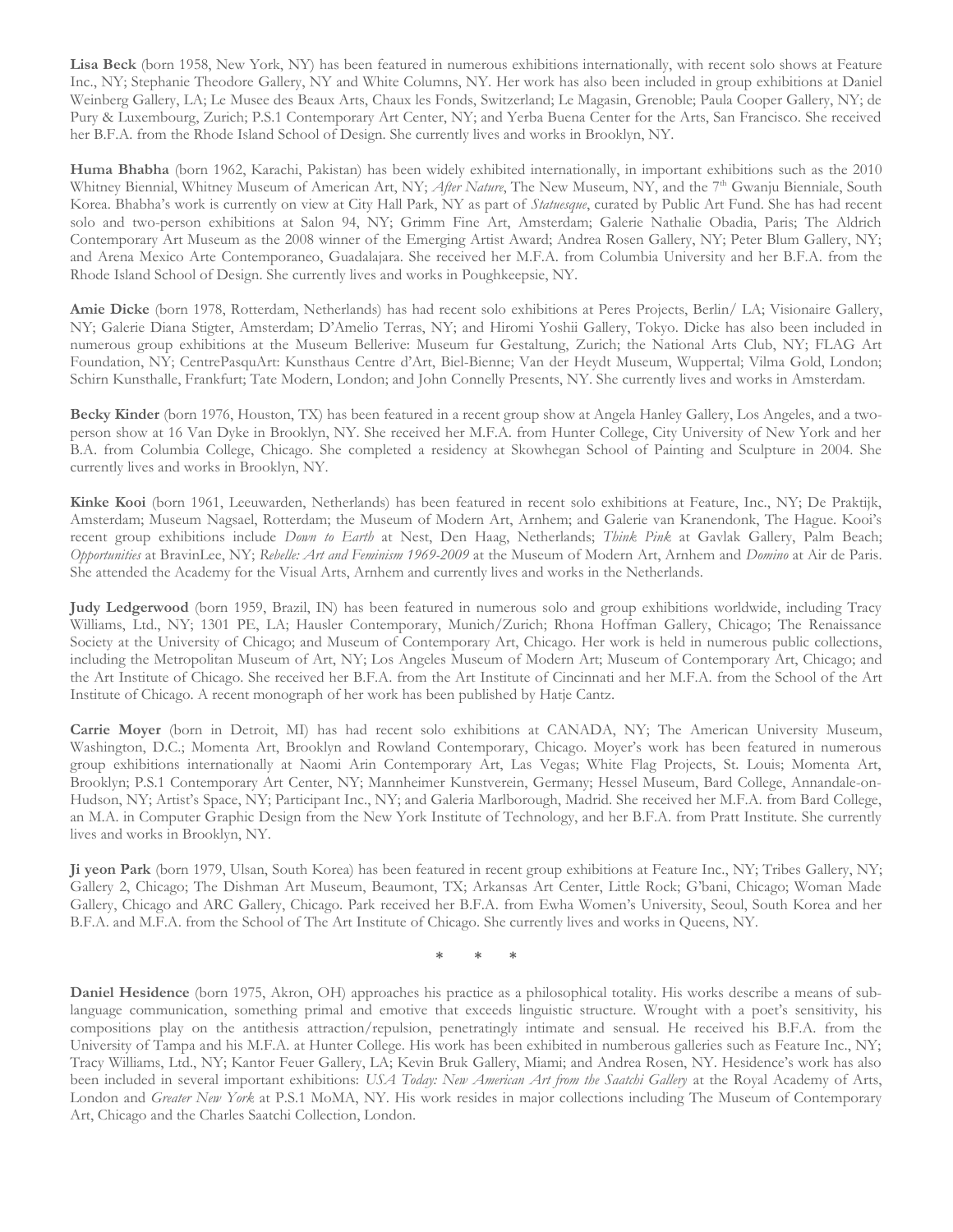**Lisa Beck** (born 1958, New York, NY) has been featured in numerous exhibitions internationally, with recent solo shows at Feature Inc., NY; Stephanie Theodore Gallery, NY and White Columns, NY. Her work has also been included in group exhibitions at Daniel Weinberg Gallery, LA; Le Musee des Beaux Arts, Chaux les Fonds, Switzerland; Le Magasin, Grenoble; Paula Cooper Gallery, NY; de Pury & Luxembourg, Zurich; P.S.1 Contemporary Art Center, NY; and Yerba Buena Center for the Arts, San Francisco. She received her B.F.A. from the Rhode Island School of Design. She currently lives and works in Brooklyn, NY.

**Huma Bhabha** (born 1962, Karachi, Pakistan) has been widely exhibited internationally, in important exhibitions such as the 2010 Whitney Biennial, Whitney Museum of American Art, NY; *After Nature*, The New Museum, NY, and the 7th Gwanju Bienniale, South Korea. Bhabha's work is currently on view at City Hall Park, NY as part of *Statuesque*, curated by Public Art Fund. She has had recent solo and two-person exhibitions at Salon 94, NY; Grimm Fine Art, Amsterdam; Galerie Nathalie Obadia, Paris; The Aldrich Contemporary Art Museum as the 2008 winner of the Emerging Artist Award; Andrea Rosen Gallery, NY; Peter Blum Gallery, NY; and Arena Mexico Arte Contemporaneo, Guadalajara. She received her M.F.A. from Columbia University and her B.F.A. from the Rhode Island School of Design. She currently lives and works in Poughkeepsie, NY.

**Amie Dicke** (born 1978, Rotterdam, Netherlands) has had recent solo exhibitions at Peres Projects, Berlin/ LA; Visionaire Gallery, NY; Galerie Diana Stigter, Amsterdam; D'Amelio Terras, NY; and Hiromi Yoshii Gallery, Tokyo. Dicke has also been included in numerous group exhibitions at the Museum Bellerive: Museum fur Gestaltung, Zurich; the National Arts Club, NY; FLAG Art Foundation, NY; CentrePasquArt: Kunsthaus Centre d'Art, Biel-Bienne; Van der Heydt Museum, Wuppertal; Vilma Gold, London; Schirn Kunsthalle, Frankfurt; Tate Modern, London; and John Connelly Presents, NY. She currently lives and works in Amsterdam.

**Becky Kinder** (born 1976, Houston, TX) has been featured in a recent group show at Angela Hanley Gallery, Los Angeles, and a two-person show at 16 Van Dyke in Brooklyn, NY. She received her M.F.A. from Hunter College, City University of New York and her B.A. from Columbia College, Chicago. She completed a residency at Skowhegan School of Painting and Sculpture in 2004. She currently lives and works in Brooklyn, NY.

**Kinke Kooi** (born 1961, Leeuwarden, Netherlands) has been featured in recent solo exhibitions at Feature, Inc., NY; De Praktijk, Amsterdam; Museum Nagsael, Rotterdam; the Museum of Modern Art, Arnhem; and Galerie van Kranendonk, The Hague. Kooi's recent group exhibitions include *Down to Earth* at Nest, Den Haag, Netherlands; *Think Pink* at Gavlak Gallery, Palm Beach; *Opportunities* at BravinLee, NY; *Rebelle: Art and Feminism 1969-2009* at the Museum of Modern Art, Arnhem and *Domino* at Air de Paris. She attended the Academy for the Visual Arts, Arnhem and currently lives and works in the Netherlands.

**Judy Ledgerwood** (born 1959, Brazil, IN) has been featured in numerous solo and group exhibitions worldwide, including Tracy Williams, Ltd., NY; 1301 PE, LA; Hausler Contemporary, Munich/Zurich; Rhona Hoffman Gallery, Chicago; The Renaissance Society at the University of Chicago; and Museum of Contemporary Art, Chicago. Her work is held in numerous public collections, including the Metropolitan Museum of Art, NY; Los Angeles Museum of Modern Art; Museum of Contemporary Art, Chicago; and the Art Institute of Chicago. She received her B.F.A. from the Art Institute of Cincinnati and her M.F.A. from the School of the Art Institute of Chicago. A recent monograph of her work has been published by Hatje Cantz.

**Carrie Moyer** (born in Detroit, MI) has had recent solo exhibitions at CANADA, NY; The American University Museum, Washington, D.C.; Momenta Art, Brooklyn and Rowland Contemporary, Chicago. Moyer's work has been featured in numerous group exhibitions internationally at Naomi Arin Contemporary Art, Las Vegas; White Flag Projects, St. Louis; Momenta Art, Brooklyn; P.S.1 Contemporary Art Center, NY; Mannheimer Kunstverein, Germany; Hessel Museum, Bard College, Annandale-on-Hudson, NY; Artist's Space, NY; Participant Inc., NY; and Galeria Marlborough, Madrid. She received her M.F.A. from Bard College, an M.A. in Computer Graphic Design from the New York Institute of Technology, and her B.F.A. from Pratt Institute. She currently lives and works in Brooklyn, NY.

**Ji yeon Park** (born 1979, Ulsan, South Korea) has been featured in recent group exhibitions at Feature Inc., NY; Tribes Gallery, NY; Gallery 2, Chicago; The Dishman Art Museum, Beaumont, TX; Arkansas Art Center, Little Rock; G'bani, Chicago; Woman Made Gallery, Chicago and ARC Gallery, Chicago. Park received her B.F.A. from Ewha Women's University, Seoul, South Korea and her B.F.A. and M.F.A. from the School of The Art Institute of Chicago. She currently lives and works in Queens, NY.

\* \* \*

**Daniel Hesidence** (born 1975, Akron, OH) approaches his practice as a philosophical totality. His works describe a means of sub-language communication, something primal and emotive that exceeds linguistic structure. Wrought with a poet's sensitivity, his compositions play on the antithesis attraction/repulsion, penetratingly intimate and sensual. He received his B.F.A. from the University of Tampa and his M.F.A. at Hunter College. His work has been exhibited in numberous galleries such as Feature Inc., NY; Tracy Williams, Ltd., NY; Kantor Feuer Gallery, LA; Kevin Bruk Gallery, Miami; and Andrea Rosen, NY. Hesidence's work has also been included in several important exhibitions: *USA Today: New American Art from the Saatchi Gallery* at the Royal Academy of Arts, London and *Greater New York* at P.S.1 MoMA, NY. His work resides in major collections including The Museum of Contemporary Art, Chicago and the Charles Saatchi Collection, London.